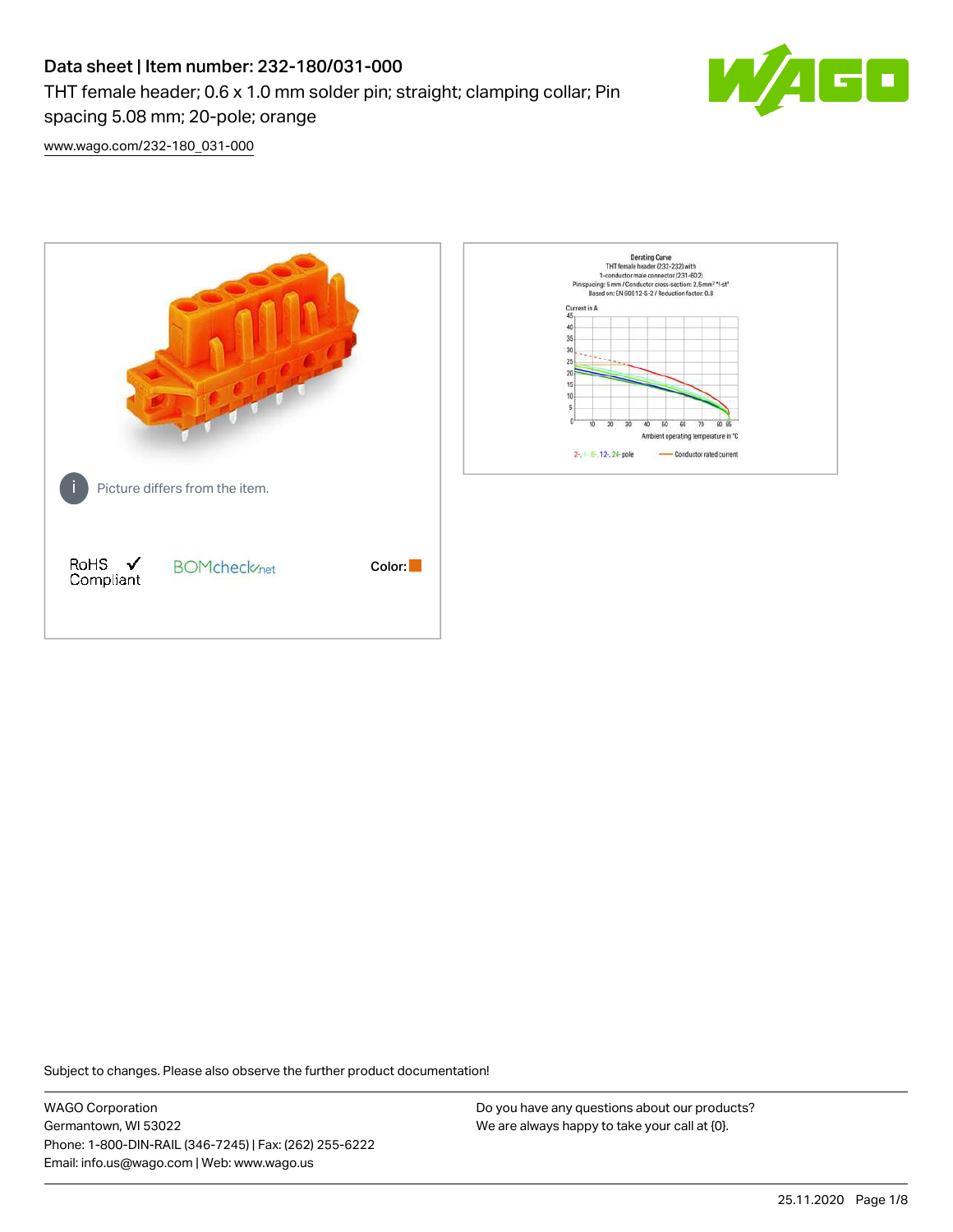# Data sheet | Item number: 232-180/031-000

THT female header; 0.6 x 1.0 mm solder pin; straight; clamping collar; Pin spacing 5.08 mm; 20-pole; orange

[www.wago.com/232-180_031-000](www.wago.com/232-180_031-000)

Picture differs from the item.

RoHS ✓ Compliant

BOMcheck.net

Color:

Subject to changes. Please also observe the further product documentation!

WAGO Corporation
Germantown, WI 53022
Phone: 1-800-DIN-RAIL (346-7245) | Fax: (262) 255-6222
Email: info.us@wago.com | Web: www.wago.us

Do you have any questions about our products?
We are always happy to take your call at {0}.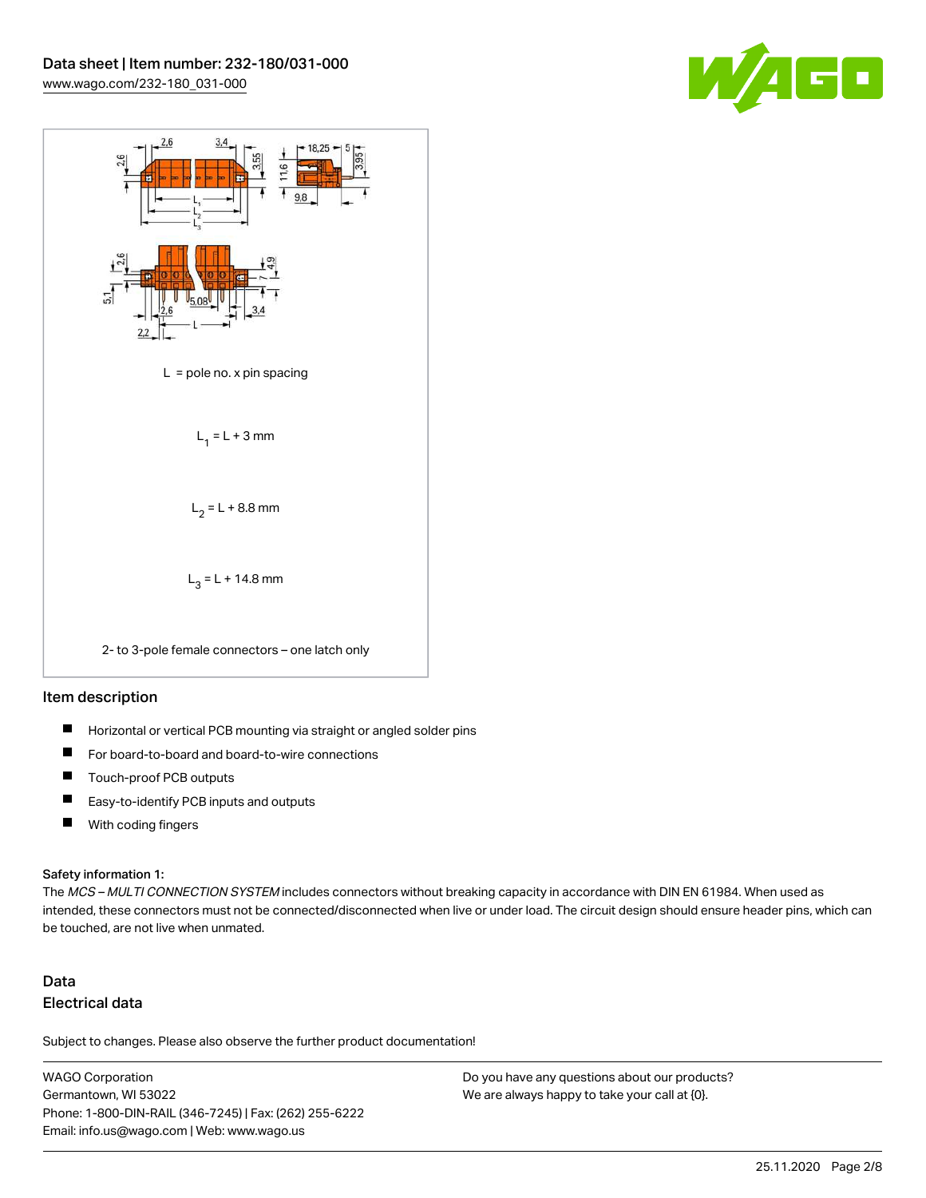L = pole no. x pin spacing

$L_1 = L + 3$ mm

$L_2 = L + 8.8$ mm

$L_3 = L + 14.8$ mm

2- to 3-pole female connectors – one latch only

## Item description

- Horizontal or vertical PCB mounting via straight or angled solder pins
- For board-to-board and board-to-wire connections
- Touch-proof PCB outputs
- Easy-to-identify PCB inputs and outputs
- With coding fingers

Safety information 1:
The *MCS – MULTI CONNECTION SYSTEM* includes connectors without breaking capacity in accordance with DIN EN 61984. When used as intended, these connectors must not be connected/disconnected when live or under load. The circuit design should ensure header pins, which can be touched, are not live when unmated.

## Data

### Electrical data

Subject to changes. Please also observe the further product documentation!

WAGO Corporation
Germantown, WI 53022
Phone: 1-800-DIN-RAIL (346-7245) | Fax: (262) 255-6222
Email: info.us@wago.com | Web: www.wago.us

Do you have any questions about our products?
We are always happy to take your call at {0}.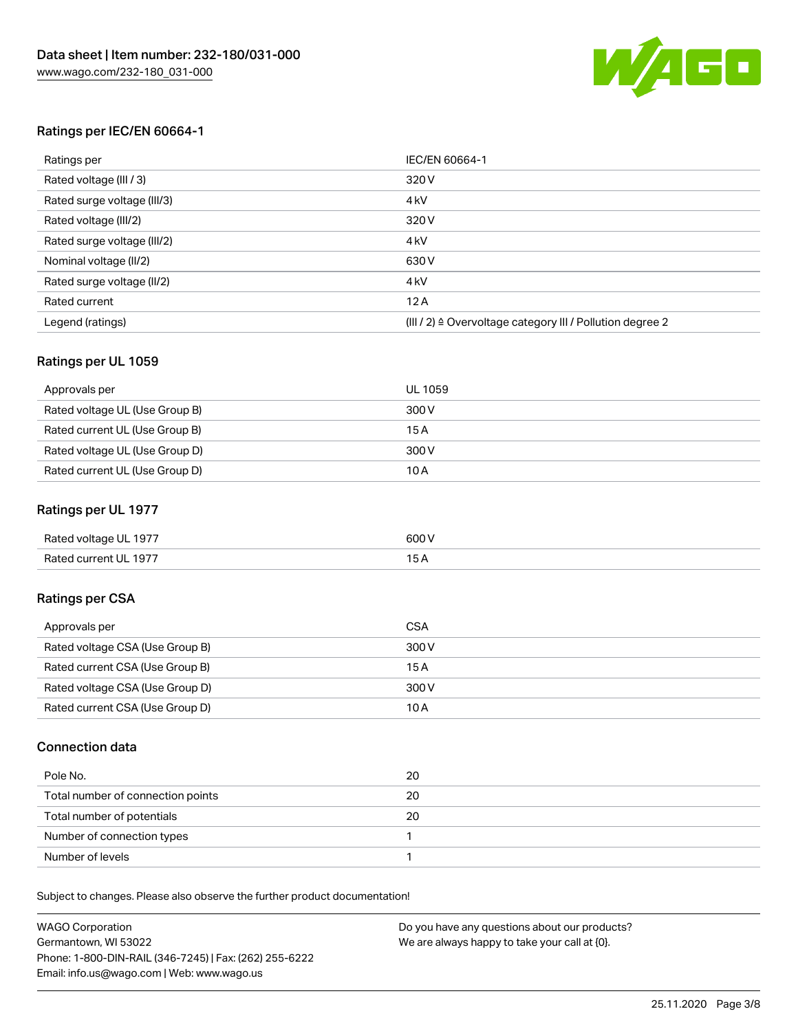## Ratings per IEC/EN 60664-1

| Ratings per | IEC/EN 60664-1 |
|---|---|
| Rated voltage (III / 3) | 320 V |
| Rated surge voltage (III/3) | 4 kV |
| Rated voltage (III/2) | 320 V |
| Rated surge voltage (III/2) | 4 kV |
| Nominal voltage (II/2) | 630 V |
| Rated surge voltage (II/2) | 4 kV |
| Rated current | 12 A |
| Legend (ratings) | (III / 2) ≙ Overvoltage category III / Pollution degree 2 |

## Ratings per UL 1059

| Approvals per | UL 1059 |
|---|---|
| Rated voltage UL (Use Group B) | 300 V |
| Rated current UL (Use Group B) | 15 A |
| Rated voltage UL (Use Group D) | 300 V |
| Rated current UL (Use Group D) | 10 A |

## Ratings per UL 1977

| Rated voltage UL 1977 | 600 V |
|---|---|
| Rated current UL 1977 | 15 A |

## Ratings per CSA

| Approvals per | CSA |
|---|---|
| Rated voltage CSA (Use Group B) | 300 V |
| Rated current CSA (Use Group B) | 15 A |
| Rated voltage CSA (Use Group D) | 300 V |
| Rated current CSA (Use Group D) | 10 A |

## Connection data

| Pole No. | 20 |
|---|---|
| Total number of connection points | 20 |
| Total number of potentials | 20 |
| Number of connection types | 1 |
| Number of levels | 1 |

Subject to changes. Please also observe the further product documentation!

WAGO Corporation
Germantown, WI 53022
Phone: 1-800-DIN-RAIL (346-7245) | Fax: (262) 255-6222
Email: info.us@wago.com | Web: www.wago.us

Do you have any questions about our products?
We are always happy to take your call at {0}.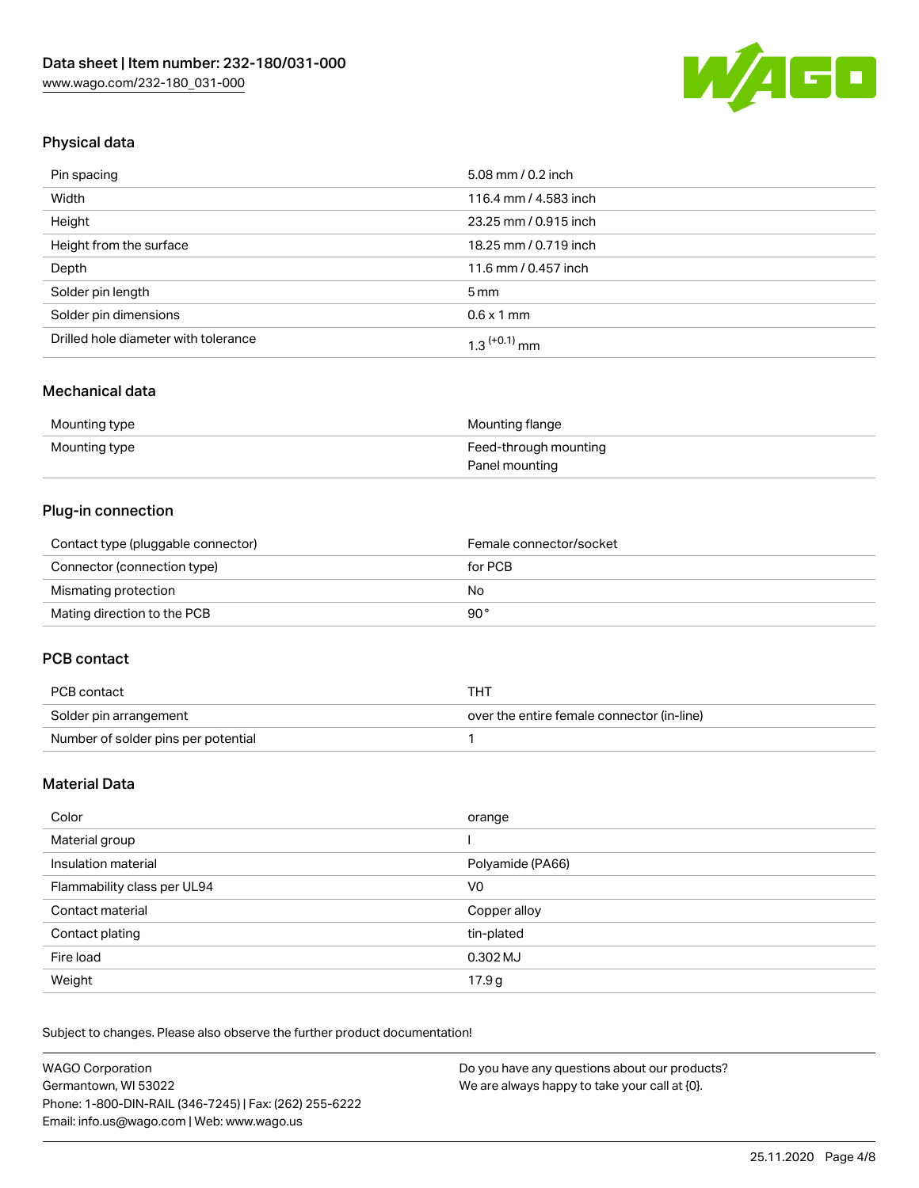## Physical data

| Pin spacing | 5.08 mm / 0.2 inch |
|---|---|
| Width | 116.4 mm / 4.583 inch |
| Height | 23.25 mm / 0.915 inch |
| Height from the surface | 18.25 mm / 0.719 inch |
| Depth | 11.6 mm / 0.457 inch |
| Solder pin length | 5 mm |
| Solder pin dimensions | 0.6 x 1 mm |
| Drilled hole diameter with tolerance | $1.3^{(+0.1)}$ mm |

## Mechanical data

| Mounting type | Mounting flange |
|---|---|
| Mounting type | Feed-through mounting<br>Panel mounting |

## Plug-in connection

| Contact type (pluggable connector) | Female connector/socket |
|---|---|
| Connector (connection type) | for PCB |
| Mismating protection | No |
| Mating direction to the PCB | 90° |

## PCB contact

| PCB contact | THT |
|---|---|
| Solder pin arrangement | over the entire female connector (in-line) |
| Number of solder pins per potential | 1 |

## Material Data

| Color | orange |
|---|---|
| Material group | I |
| Insulation material | Polyamide (PA66) |
| Flammability class per UL94 | V0 |
| Contact material | Copper alloy |
| Contact plating | tin-plated |
| Fire load | 0.302 MJ |
| Weight | 17.9 g |

Subject to changes. Please also observe the further product documentation!

WAGO Corporation
Germantown, WI 53022
Phone: 1-800-DIN-RAIL (346-7245) | Fax: (262) 255-6222
Email: info.us@wago.com | Web: www.wago.us

Do you have any questions about our products?
We are always happy to take your call at {0}.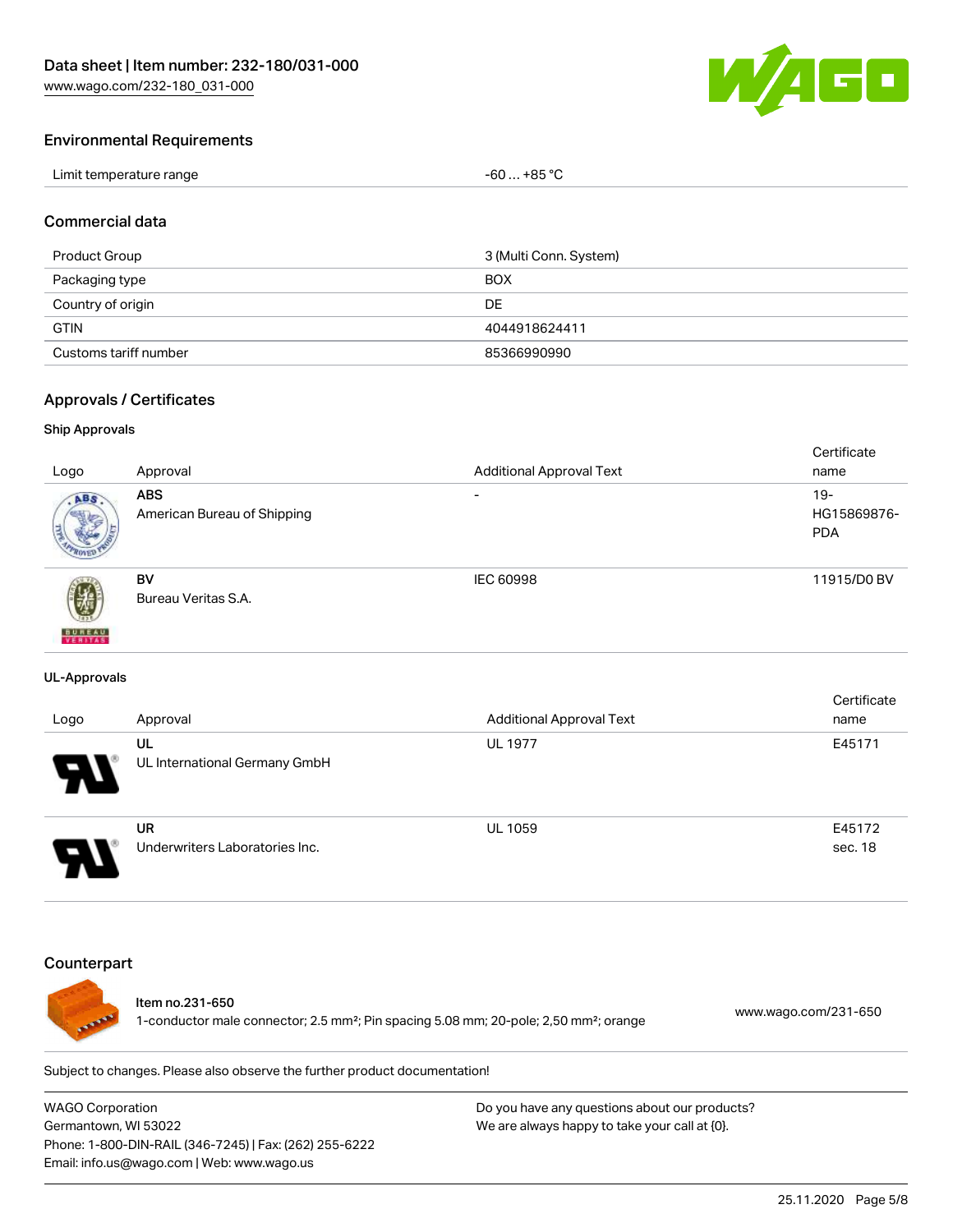## Environmental Requirements

| | |
|---|---|
| Limit temperature range | -60 … +85 °C |

## Commercial data

| | |
|---|---|
| Product Group | 3 (Multi Conn. System) |
| Packaging type | BOX |
| Country of origin | DE |
| GTIN | 4044918624411 |
| Customs tariff number | 85366990990 |

## Approvals / Certificates

### Ship Approvals

| Logo | Approval | Additional Approval Text | Certificate name |
|---|---|---|---|
| | **ABS** American Bureau of Shipping | - | 19-HG15869876-PDA |
| | **BV** Bureau Veritas S.A. | IEC 60998 | 11915/D0 BV |

### UL-Approvals

| Logo | Approval | Additional Approval Text | Certificate name |
|---|---|---|---|
| | **UL** UL International Germany GmbH | UL 1977 | E45171 |
| | **UR** Underwriters Laboratories Inc. | UL 1059 | E45172 sec. 18 |

## Counterpart

Item no.231-650
1-conductor male connector; 2.5 mm²; Pin spacing 5.08 mm; 20-pole; 2,50 mm²; orange

www.wago.com/231-650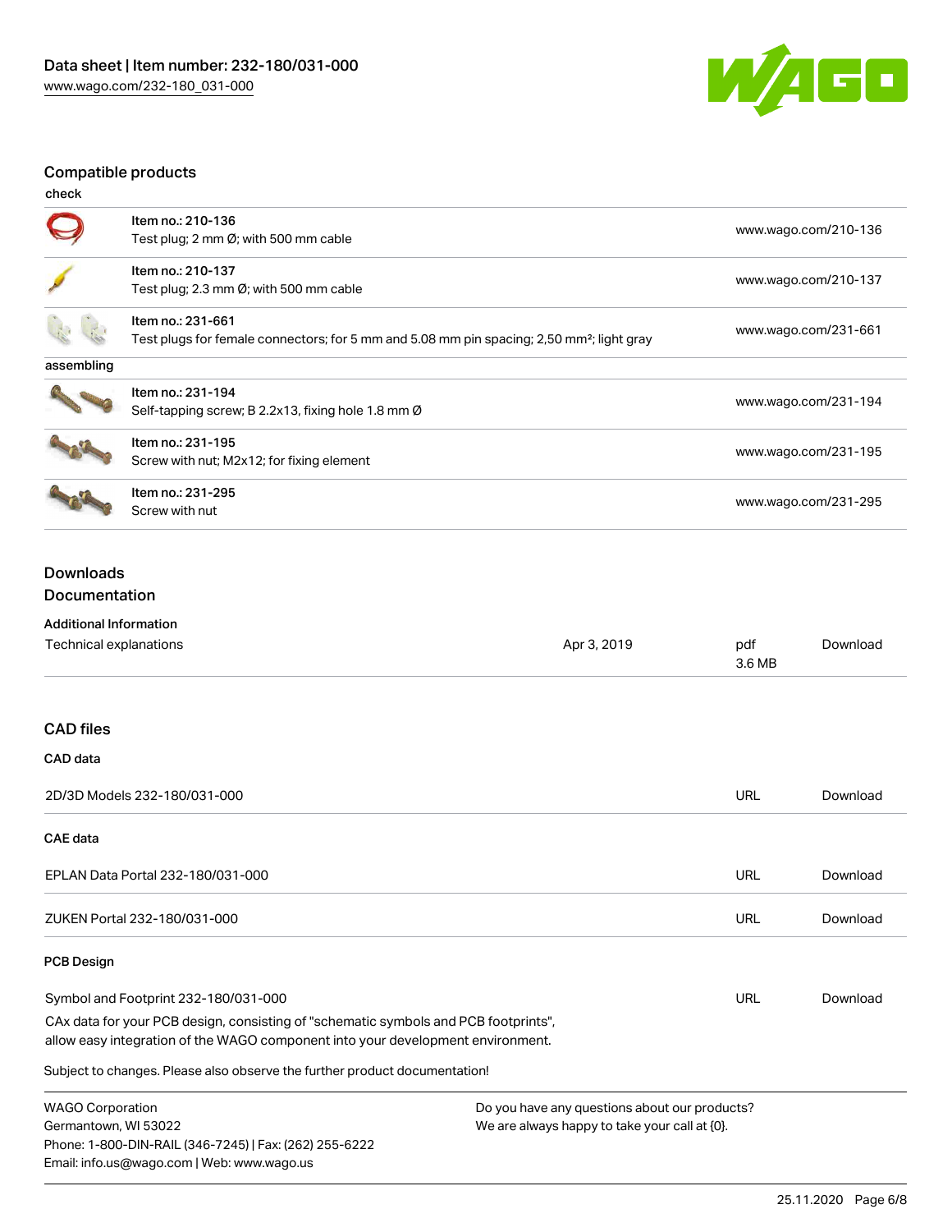## Compatible products

check

| | | |
|---|---|---|
| | Item no.: 210-136<br>Test plug; 2 mm Ø; with 500 mm cable | www.wago.com/210-136 |
| | Item no.: 210-137<br>Test plug; 2.3 mm Ø; with 500 mm cable | www.wago.com/210-137 |
| | Item no.: 231-661<br>Test plugs for female connectors; for 5 mm and 5.08 mm pin spacing; 2,50 mm²; light gray | www.wago.com/231-661 |

assembling

| | | |
|---|---|---|
| | Item no.: 231-194<br>Self-tapping screw; B 2.2x13, fixing hole 1.8 mm Ø | www.wago.com/231-194 |
| | Item no.: 231-195<br>Screw with nut; M2x12; for fixing element | www.wago.com/231-195 |
| | Item no.: 231-295<br>Screw with nut | www.wago.com/231-295 |

## Downloads

### Documentation

**Additional Information**

| | | | |
|---|---|---|---|
| Technical explanations | Apr 3, 2019 | pdf<br>3.6 MB | Download |

### CAD files

**CAD data**

| | | |
|---|---|---|
| 2D/3D Models 232-180/031-000 | URL | Download |

**CAE data**

| | | |
|---|---|---|
| EPLAN Data Portal 232-180/031-000 | URL | Download |
| ZUKEN Portal 232-180/031-000 | URL | Download |

**PCB Design**

| | | |
|---|---|---|
| Symbol and Footprint 232-180/031-000 | URL | Download |

CAx data for your PCB design, consisting of "schematic symbols and PCB footprints", allow easy integration of the WAGO component into your development environment.

Subject to changes. Please also observe the further product documentation!

WAGO Corporation
Germantown, WI 53022
Phone: 1-800-DIN-RAIL (346-7245) | Fax: (262) 255-6222
Email: info.us@wago.com | Web: www.wago.us

Do you have any questions about our products?
We are always happy to take your call at {0}.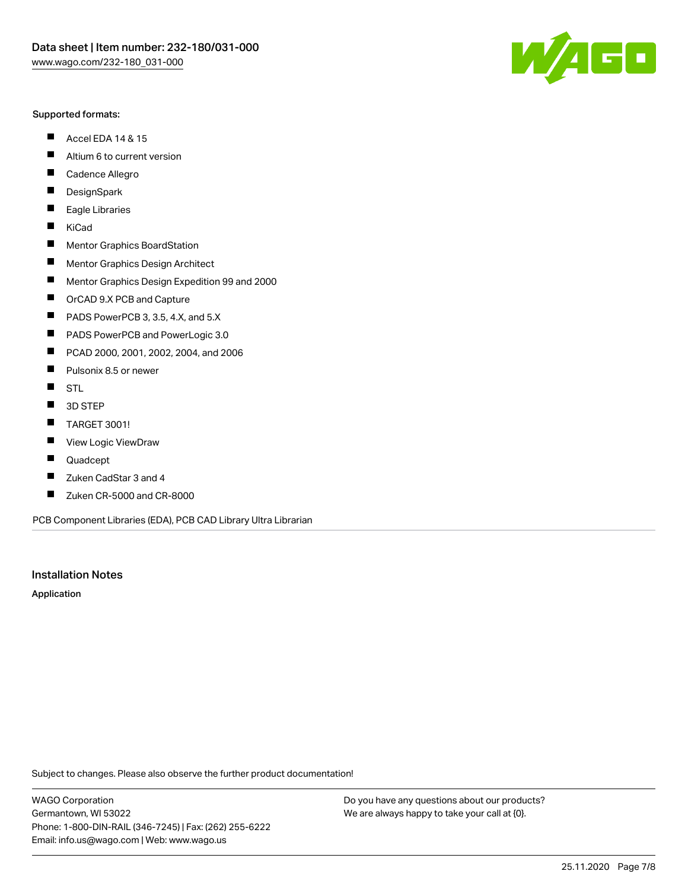Supported formats:

- Accel EDA 14 & 15
- Altium 6 to current version
- Cadence Allegro
- DesignSpark
- Eagle Libraries
- KiCad
- Mentor Graphics BoardStation
- Mentor Graphics Design Architect
- Mentor Graphics Design Expedition 99 and 2000
- OrCAD 9.X PCB and Capture
- PADS PowerPCB 3, 3.5, 4.X, and 5.X
- PADS PowerPCB and PowerLogic 3.0
- PCAD 2000, 2001, 2002, 2004, and 2006
- Pulsonix 8.5 or newer
- STL
- 3D STEP
- TARGET 3001!
- View Logic ViewDraw
- Quadcept
- Zuken CadStar 3 and 4
- Zuken CR-5000 and CR-8000

PCB Component Libraries (EDA), PCB CAD Library Ultra Librarian

## Installation Notes

**Application**

Subject to changes. Please also observe the further product documentation!

WAGO Corporation
Germantown, WI 53022
Phone: 1-800-DIN-RAIL (346-7245) | Fax: (262) 255-6222
Email: info.us@wago.com | Web: www.wago.us

Do you have any questions about our products?
We are always happy to take your call at {0}.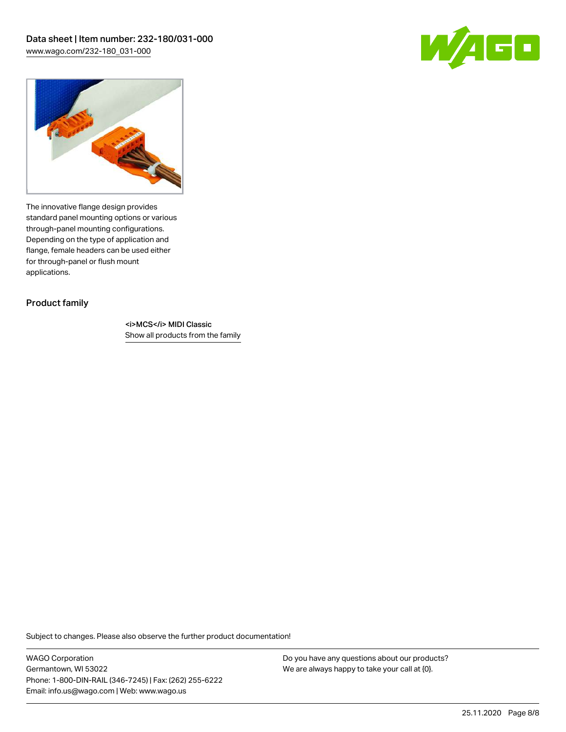The innovative flange design provides standard panel mounting options or various through-panel mounting configurations. Depending on the type of application and flange, female headers can be used either for through-panel or flush mount applications.

## Product family

<i>MCS</i> MIDI Classic
Show all products from the family

Subject to changes. Please also observe the further product documentation!

WAGO Corporation
Germantown, WI 53022
Phone: 1-800-DIN-RAIL (346-7245) | Fax: (262) 255-6222
Email: info.us@wago.com | Web: www.wago.us

Do you have any questions about our products?
We are always happy to take your call at {0}.